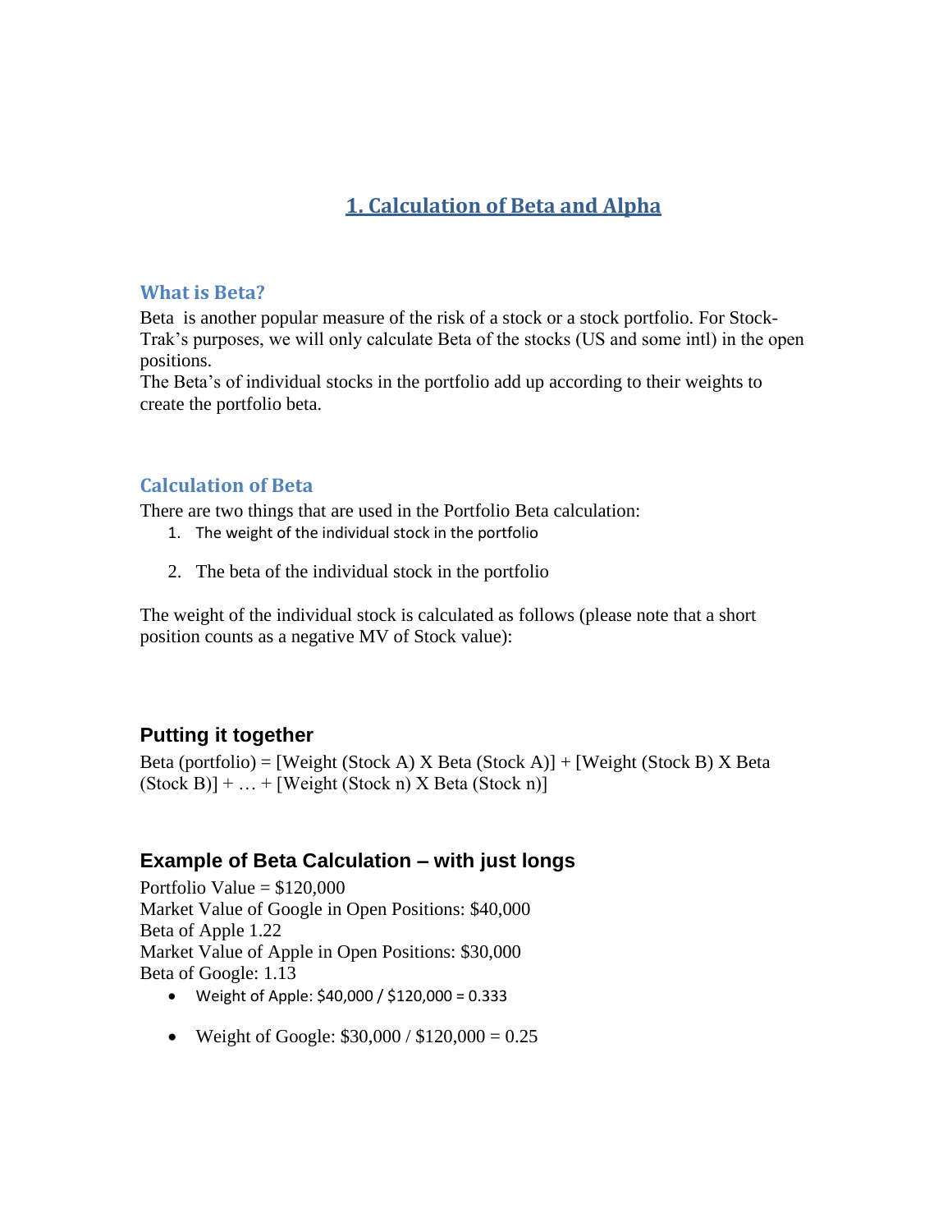# 1. Calculation of Beta and Alpha

## What is Beta?

Beta  is another popular measure of the risk of a stock or a stock portfolio. For Stock-Trak's purposes, we will only calculate Beta of the stocks (US and some intl) in the open positions.
The Beta's of individual stocks in the portfolio add up according to their weights to create the portfolio beta.

## Calculation of Beta

There are two things that are used in the Portfolio Beta calculation:

1. The weight of the individual stock in the portfolio
2. The beta of the individual stock in the portfolio

The weight of the individual stock is calculated as follows (please note that a short position counts as a negative MV of Stock value):

### Putting it together

Beta (portfolio) = [Weight (Stock A) X Beta (Stock A)] + [Weight (Stock B) X Beta (Stock B)] + … + [Weight (Stock n) X Beta (Stock n)]

### Example of Beta Calculation – with just longs

Portfolio Value = $120,000
Market Value of Google in Open Positions: $40,000
Beta of Apple 1.22
Market Value of Apple in Open Positions: $30,000
Beta of Google: 1.13

- Weight of Apple: $40,000 / $120,000 = 0.333
- Weight of Google: $30,000 / $120,000 = 0.25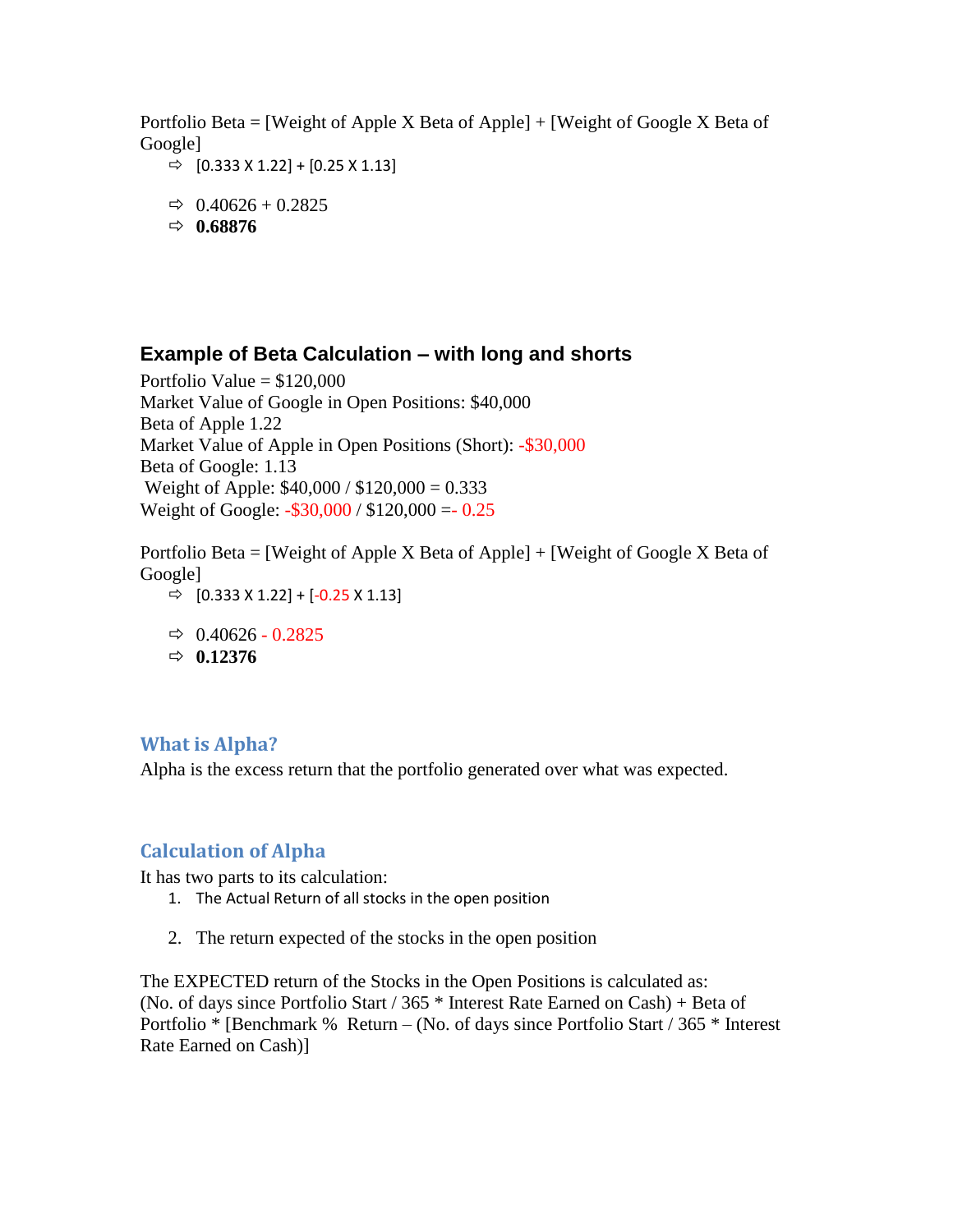Portfolio Beta = [Weight of Apple X Beta of Apple] + [Weight of Google X Beta of Google]

- ⇨ [0.333 X 1.22] + [0.25 X 1.13]
- ⇨ 0.40626 + 0.2825
- ⇨ **0.68876**

### Example of Beta Calculation – with long and shorts

Portfolio Value = $120,000
Market Value of Google in Open Positions: $40,000
Beta of Apple 1.22
Market Value of Apple in Open Positions (Short): -$30,000
Beta of Google: 1.13
Weight of Apple: $40,000 / $120,000 = 0.333
Weight of Google: -$30,000 / $120,000 =- 0.25

Portfolio Beta = [Weight of Apple X Beta of Apple] + [Weight of Google X Beta of Google]

- ⇨ [0.333 X 1.22] + [-0.25 X 1.13]
- ⇨ 0.40626 - 0.2825
- ⇨ **0.12376**

## What is Alpha?

Alpha is the excess return that the portfolio generated over what was expected.

## Calculation of Alpha

It has two parts to its calculation:

1. The Actual Return of all stocks in the open position
2. The return expected of the stocks in the open position

The EXPECTED return of the Stocks in the Open Positions is calculated as:
(No. of days since Portfolio Start / 365 * Interest Rate Earned on Cash) + Beta of Portfolio * [Benchmark % Return – (No. of days since Portfolio Start / 365 * Interest Rate Earned on Cash)]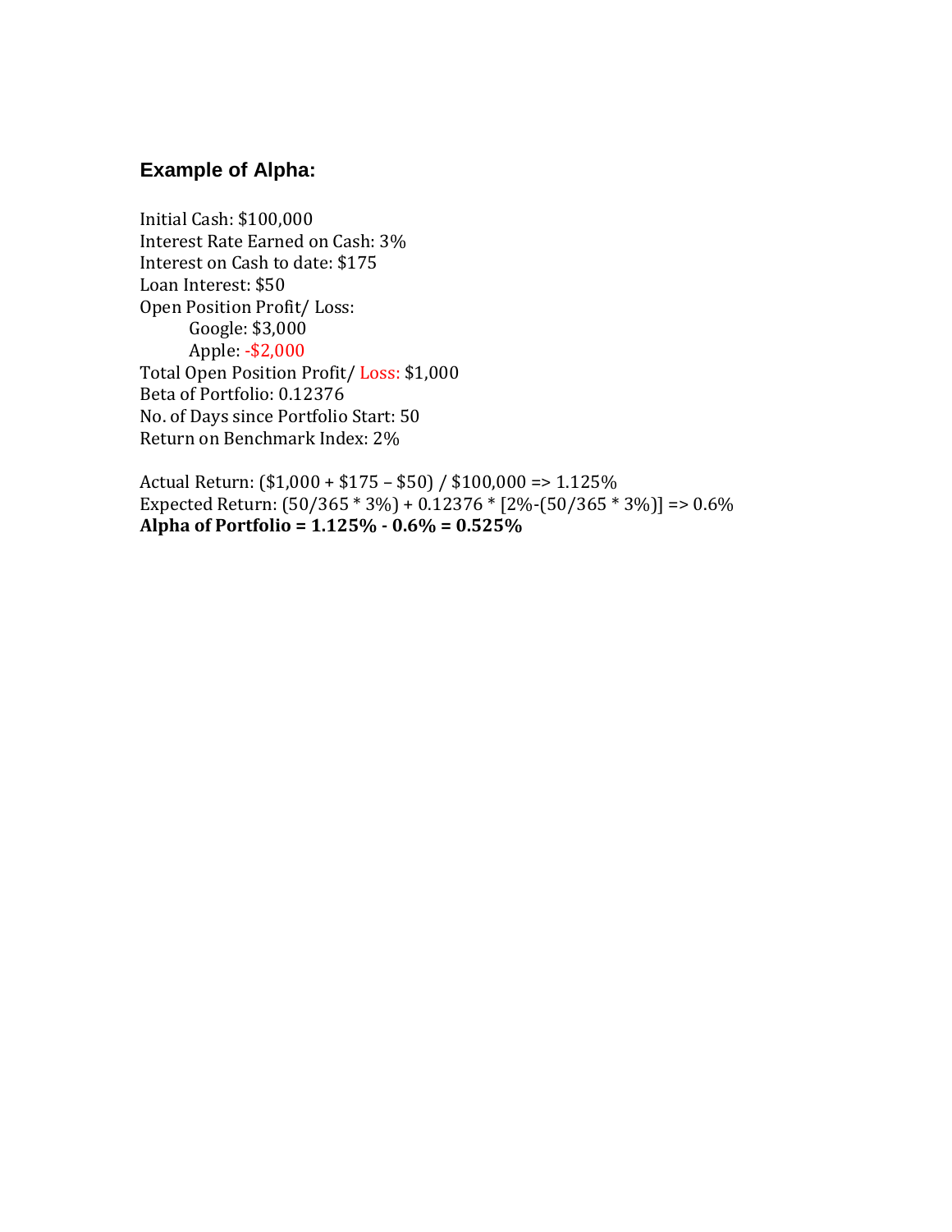## Example of Alpha:

Initial Cash: $100,000
Interest Rate Earned on Cash: 3%
Interest on Cash to date: $175
Loan Interest: $50
Open Position Profit/ Loss:

- Google: $3,000
- Apple: -$2,000

Total Open Position Profit/ Loss: $1,000
Beta of Portfolio: 0.12376
No. of Days since Portfolio Start: 50
Return on Benchmark Index: 2%

Actual Return: ($1,000 + $175 – $50) / $100,000 => 1.125%
Expected Return: (50/365 * 3%) + 0.12376 * [2%-(50/365 * 3%)] => 0.6%
**Alpha of Portfolio = 1.125% - 0.6% = 0.525%**